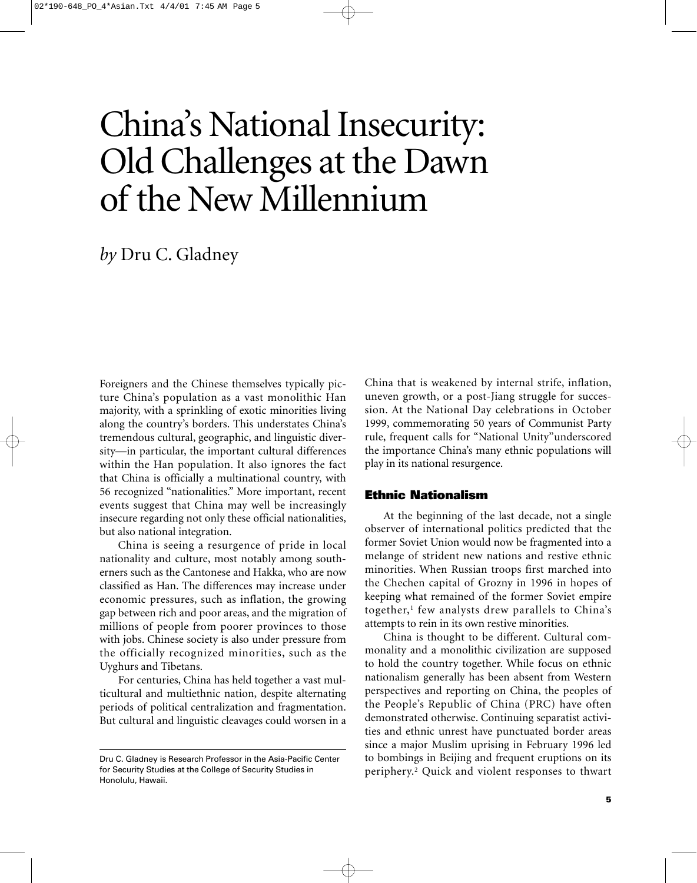# China's National Insecurity: Old Challenges at the Dawn of the New Millennium

*by* Dru C. Gladney

Foreigners and the Chinese themselves typically picture China's population as a vast monolithic Han majority, with a sprinkling of exotic minorities living along the country's borders. This understates China's tremendous cultural, geographic, and linguistic diversity—in particular, the important cultural differences within the Han population. It also ignores the fact that China is officially a multinational country, with 56 recognized "nationalities." More important, recent events suggest that China may well be increasingly insecure regarding not only these official nationalities, but also national integration.

China is seeing a resurgence of pride in local nationality and culture, most notably among southerners such as the Cantonese and Hakka, who are now classified as Han. The differences may increase under economic pressures, such as inflation, the growing gap between rich and poor areas, and the migration of millions of people from poorer provinces to those with jobs. Chinese society is also under pressure from the officially recognized minorities, such as the Uyghurs and Tibetans.

For centuries, China has held together a vast multicultural and multiethnic nation, despite alternating periods of political centralization and fragmentation. But cultural and linguistic cleavages could worsen in a China that is weakened by internal strife, inflation, uneven growth, or a post-Jiang struggle for succession. At the National Day celebrations in October 1999, commemorating 50 years of Communist Party rule, frequent calls for "National Unity" underscored the importance China's many ethnic populations will play in its national resurgence.

## Ethnic Nationalism

At the beginning of the last decade, not a single observer of international politics predicted that the former Soviet Union would now be fragmented into a melange of strident new nations and restive ethnic minorities. When Russian troops first marched into the Chechen capital of Grozny in 1996 in hopes of keeping what remained of the former Soviet empire together,[1] few analysts drew parallels to China's attempts to rein in its own restive minorities.

China is thought to be different. Cultural commonality and a monolithic civilization are supposed to hold the country together. While focus on ethnic nationalism generally has been absent from Western perspectives and reporting on China, the peoples of the People's Republic of China (PRC) have often demonstrated otherwise. Continuing separatist activities and ethnic unrest have punctuated border areas since a major Muslim uprising in February 1996 led to bombings in Beijing and frequent eruptions on its periphery.[2] Quick and violent responses to thwart

Dru C. Gladney is Research Professor in the Asia-Pacific Center for Security Studies at the College of Security Studies in Honolulu, Hawaii.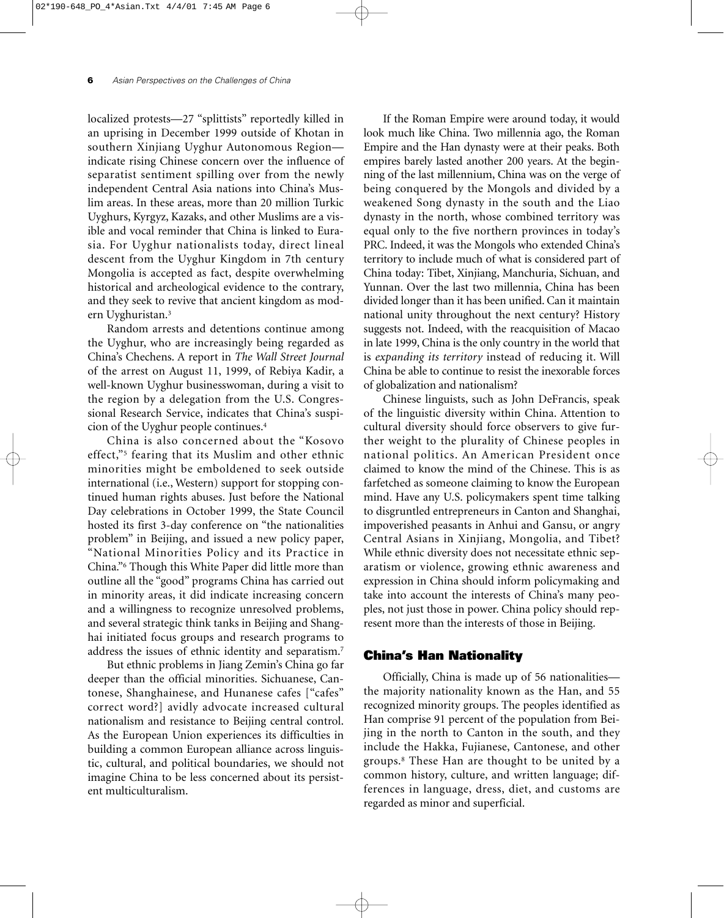localized protests—27 "splittists" reportedly killed in an uprising in December 1999 outside of Khotan in southern Xinjiang Uyghur Autonomous Region—indicate rising Chinese concern over the influence of separatist sentiment spilling over from the newly independent Central Asia nations into China's Muslim areas. In these areas, more than 20 million Turkic Uyghurs, Kyrgyz, Kazaks, and other Muslims are a visible and vocal reminder that China is linked to Eurasia. For Uyghur nationalists today, direct lineal descent from the Uyghur Kingdom in 7th century Mongolia is accepted as fact, despite overwhelming historical and archeological evidence to the contrary, and they seek to revive that ancient kingdom as modern Uyghuristan.[3]

Random arrests and detentions continue among the Uyghur, who are increasingly being regarded as China's Chechens. A report in *The Wall Street Journal* of the arrest on August 11, 1999, of Rebiya Kadir, a well-known Uyghur businesswoman, during a visit to the region by a delegation from the U.S. Congressional Research Service, indicates that China's suspicion of the Uyghur people continues.[4]

China is also concerned about the "Kosovo effect,"[5] fearing that its Muslim and other ethnic minorities might be emboldened to seek outside international (i.e., Western) support for stopping continued human rights abuses. Just before the National Day celebrations in October 1999, the State Council hosted its first 3-day conference on "the nationalities problem" in Beijing, and issued a new policy paper, "National Minorities Policy and its Practice in China."[6] Though this White Paper did little more than outline all the "good" programs China has carried out in minority areas, it did indicate increasing concern and a willingness to recognize unresolved problems, and several strategic think tanks in Beijing and Shanghai initiated focus groups and research programs to address the issues of ethnic identity and separatism.[7]

But ethnic problems in Jiang Zemin's China go far deeper than the official minorities. Sichuanese, Cantonese, Shanghainese, and Hunanese cafes ["cafes" correct word?] avidly advocate increased cultural nationalism and resistance to Beijing central control. As the European Union experiences its difficulties in building a common European alliance across linguistic, cultural, and political boundaries, we should not imagine China to be less concerned about its persistent multiculturalism.

If the Roman Empire were around today, it would look much like China. Two millennia ago, the Roman Empire and the Han dynasty were at their peaks. Both empires barely lasted another 200 years. At the beginning of the last millennium, China was on the verge of being conquered by the Mongols and divided by a weakened Song dynasty in the south and the Liao dynasty in the north, whose combined territory was equal only to the five northern provinces in today's PRC. Indeed, it was the Mongols who extended China's territory to include much of what is considered part of China today: Tibet, Xinjiang, Manchuria, Sichuan, and Yunnan. Over the last two millennia, China has been divided longer than it has been unified. Can it maintain national unity throughout the next century? History suggests not. Indeed, with the reacquisition of Macao in late 1999, China is the only country in the world that is *expanding its territory* instead of reducing it. Will China be able to continue to resist the inexorable forces of globalization and nationalism?

Chinese linguists, such as John DeFrancis, speak of the linguistic diversity within China. Attention to cultural diversity should force observers to give further weight to the plurality of Chinese peoples in national politics. An American President once claimed to know the mind of the Chinese. This is as farfetched as someone claiming to know the European mind. Have any U.S. policymakers spent time talking to disgruntled entrepreneurs in Canton and Shanghai, impoverished peasants in Anhui and Gansu, or angry Central Asians in Xinjiang, Mongolia, and Tibet? While ethnic diversity does not necessitate ethnic separatism or violence, growing ethnic awareness and expression in China should inform policymaking and take into account the interests of China's many peoples, not just those in power. China policy should represent more than the interests of those in Beijing.

## China's Han Nationality

Officially, China is made up of 56 nationalities—the majority nationality known as the Han, and 55 recognized minority groups. The peoples identified as Han comprise 91 percent of the population from Beijing in the north to Canton in the south, and they include the Hakka, Fujianese, Cantonese, and other groups.[8] These Han are thought to be united by a common history, culture, and written language; differences in language, dress, diet, and customs are regarded as minor and superficial.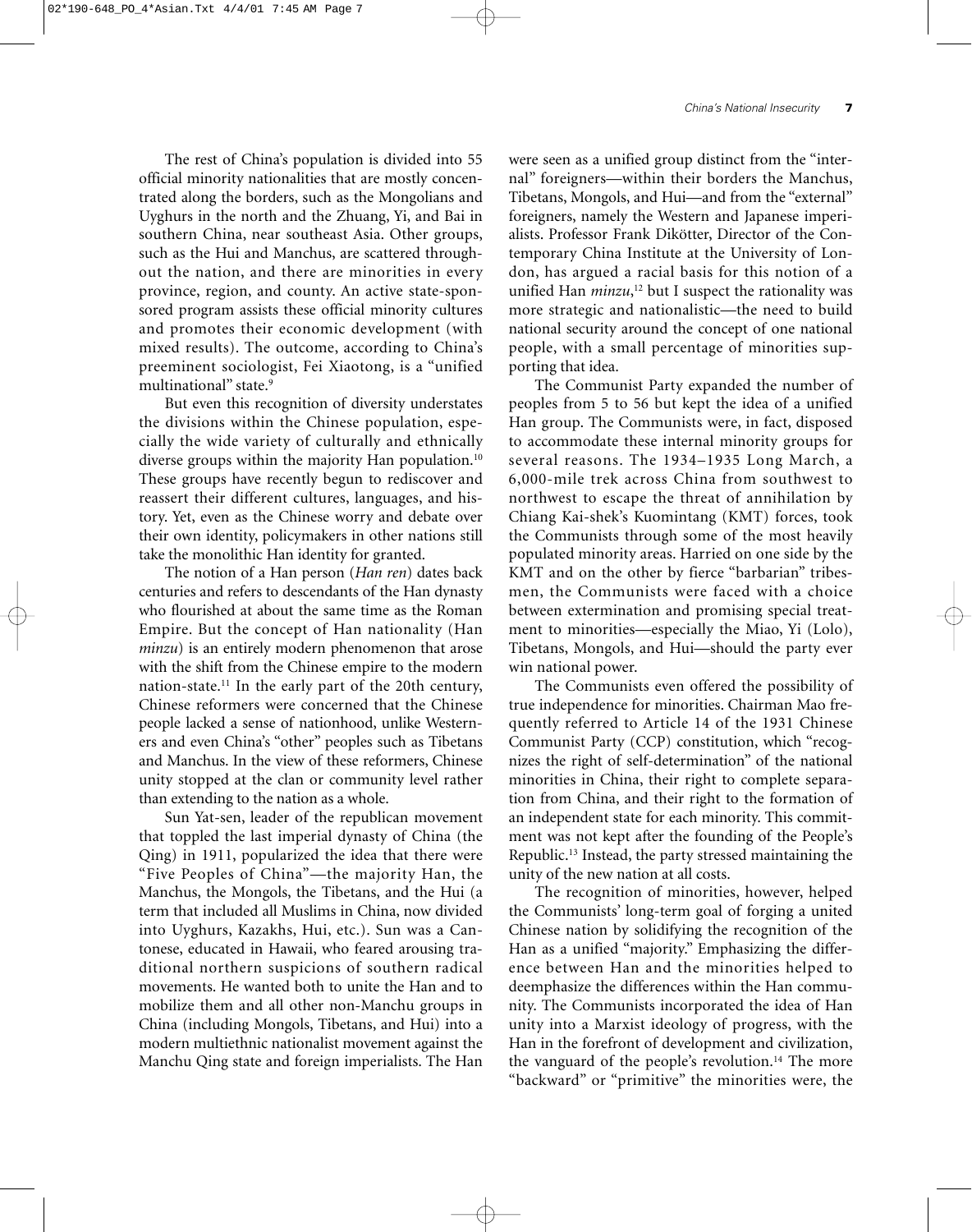The rest of China's population is divided into 55 official minority nationalities that are mostly concentrated along the borders, such as the Mongolians and Uyghurs in the north and the Zhuang, Yi, and Bai in southern China, near southeast Asia. Other groups, such as the Hui and Manchus, are scattered throughout the nation, and there are minorities in every province, region, and county. An active state-sponsored program assists these official minority cultures and promotes their economic development (with mixed results). The outcome, according to China's preeminent sociologist, Fei Xiaotong, is a "unified multinational" state.[9]

But even this recognition of diversity understates the divisions within the Chinese population, especially the wide variety of culturally and ethnically diverse groups within the majority Han population.[10] These groups have recently begun to rediscover and reassert their different cultures, languages, and history. Yet, even as the Chinese worry and debate over their own identity, policymakers in other nations still take the monolithic Han identity for granted.

The notion of a Han person (*Han ren*) dates back centuries and refers to descendants of the Han dynasty who flourished at about the same time as the Roman Empire. But the concept of Han nationality (Han *minzu*) is an entirely modern phenomenon that arose with the shift from the Chinese empire to the modern nation-state.[11] In the early part of the 20th century, Chinese reformers were concerned that the Chinese people lacked a sense of nationhood, unlike Westerners and even China's "other" peoples such as Tibetans and Manchus. In the view of these reformers, Chinese unity stopped at the clan or community level rather than extending to the nation as a whole.

Sun Yat-sen, leader of the republican movement that toppled the last imperial dynasty of China (the Qing) in 1911, popularized the idea that there were "Five Peoples of China"—the majority Han, the Manchus, the Mongols, the Tibetans, and the Hui (a term that included all Muslims in China, now divided into Uyghurs, Kazakhs, Hui, etc.). Sun was a Cantonese, educated in Hawaii, who feared arousing traditional northern suspicions of southern radical movements. He wanted both to unite the Han and to mobilize them and all other non-Manchu groups in China (including Mongols, Tibetans, and Hui) into a modern multiethnic nationalist movement against the Manchu Qing state and foreign imperialists. The Han were seen as a unified group distinct from the "internal" foreigners—within their borders the Manchus, Tibetans, Mongols, and Hui—and from the "external" foreigners, namely the Western and Japanese imperialists. Professor Frank Dikötter, Director of the Contemporary China Institute at the University of London, has argued a racial basis for this notion of a unified Han *minzu*,[12] but I suspect the rationality was more strategic and nationalistic—the need to build national security around the concept of one national people, with a small percentage of minorities supporting that idea.

The Communist Party expanded the number of peoples from 5 to 56 but kept the idea of a unified Han group. The Communists were, in fact, disposed to accommodate these internal minority groups for several reasons. The 1934–1935 Long March, a 6,000-mile trek across China from southwest to northwest to escape the threat of annihilation by Chiang Kai-shek's Kuomintang (KMT) forces, took the Communists through some of the most heavily populated minority areas. Harried on one side by the KMT and on the other by fierce "barbarian" tribesmen, the Communists were faced with a choice between extermination and promising special treatment to minorities—especially the Miao, Yi (Lolo), Tibetans, Mongols, and Hui—should the party ever win national power.

The Communists even offered the possibility of true independence for minorities. Chairman Mao frequently referred to Article 14 of the 1931 Chinese Communist Party (CCP) constitution, which "recognizes the right of self-determination" of the national minorities in China, their right to complete separation from China, and their right to the formation of an independent state for each minority. This commitment was not kept after the founding of the People's Republic.[13] Instead, the party stressed maintaining the unity of the new nation at all costs.

The recognition of minorities, however, helped the Communists' long-term goal of forging a united Chinese nation by solidifying the recognition of the Han as a unified "majority." Emphasizing the difference between Han and the minorities helped to deemphasize the differences within the Han community. The Communists incorporated the idea of Han unity into a Marxist ideology of progress, with the Han in the forefront of development and civilization, the vanguard of the people's revolution.[14] The more "backward" or "primitive" the minorities were, the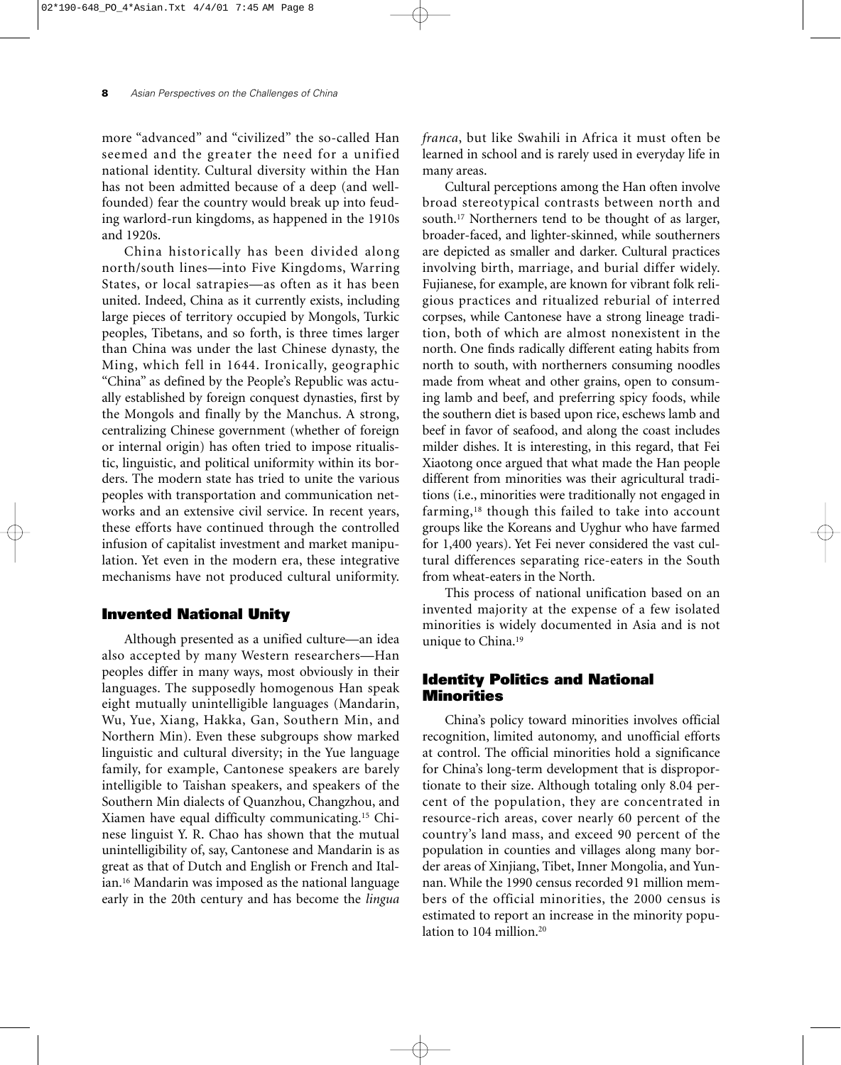more "advanced" and "civilized" the so-called Han seemed and the greater the need for a unified national identity. Cultural diversity within the Han has not been admitted because of a deep (and well-founded) fear the country would break up into feuding warlord-run kingdoms, as happened in the 1910s and 1920s.

China historically has been divided along north/south lines—into Five Kingdoms, Warring States, or local satrapies—as often as it has been united. Indeed, China as it currently exists, including large pieces of territory occupied by Mongols, Turkic peoples, Tibetans, and so forth, is three times larger than China was under the last Chinese dynasty, the Ming, which fell in 1644. Ironically, geographic "China" as defined by the People's Republic was actually established by foreign conquest dynasties, first by the Mongols and finally by the Manchus. A strong, centralizing Chinese government (whether of foreign or internal origin) has often tried to impose ritualistic, linguistic, and political uniformity within its borders. The modern state has tried to unite the various peoples with transportation and communication networks and an extensive civil service. In recent years, these efforts have continued through the controlled infusion of capitalist investment and market manipulation. Yet even in the modern era, these integrative mechanisms have not produced cultural uniformity.

## Invented National Unity

Although presented as a unified culture—an idea also accepted by many Western researchers—Han peoples differ in many ways, most obviously in their languages. The supposedly homogenous Han speak eight mutually unintelligible languages (Mandarin, Wu, Yue, Xiang, Hakka, Gan, Southern Min, and Northern Min). Even these subgroups show marked linguistic and cultural diversity; in the Yue language family, for example, Cantonese speakers are barely intelligible to Taishan speakers, and speakers of the Southern Min dialects of Quanzhou, Changzhou, and Xiamen have equal difficulty communicating.[15] Chinese linguist Y. R. Chao has shown that the mutual unintelligibility of, say, Cantonese and Mandarin is as great as that of Dutch and English or French and Italian.[16] Mandarin was imposed as the national language early in the 20th century and has become the *lingua franca*, but like Swahili in Africa it must often be learned in school and is rarely used in everyday life in many areas.

Cultural perceptions among the Han often involve broad stereotypical contrasts between north and south.[17] Northerners tend to be thought of as larger, broader-faced, and lighter-skinned, while southerners are depicted as smaller and darker. Cultural practices involving birth, marriage, and burial differ widely. Fujianese, for example, are known for vibrant folk religious practices and ritualized reburial of interred corpses, while Cantonese have a strong lineage tradition, both of which are almost nonexistent in the north. One finds radically different eating habits from north to south, with northerners consuming noodles made from wheat and other grains, open to consuming lamb and beef, and preferring spicy foods, while the southern diet is based upon rice, eschews lamb and beef in favor of seafood, and along the coast includes milder dishes. It is interesting, in this regard, that Fei Xiaotong once argued that what made the Han people different from minorities was their agricultural traditions (i.e., minorities were traditionally not engaged in farming,[18] though this failed to take into account groups like the Koreans and Uyghur who have farmed for 1,400 years). Yet Fei never considered the vast cultural differences separating rice-eaters in the South from wheat-eaters in the North.

This process of national unification based on an invented majority at the expense of a few isolated minorities is widely documented in Asia and is not unique to China.[19]

## Identity Politics and National Minorities

China's policy toward minorities involves official recognition, limited autonomy, and unofficial efforts at control. The official minorities hold a significance for China's long-term development that is disproportionate to their size. Although totaling only 8.04 percent of the population, they are concentrated in resource-rich areas, cover nearly 60 percent of the country's land mass, and exceed 90 percent of the population in counties and villages along many border areas of Xinjiang, Tibet, Inner Mongolia, and Yunnan. While the 1990 census recorded 91 million members of the official minorities, the 2000 census is estimated to report an increase in the minority population to 104 million.[20]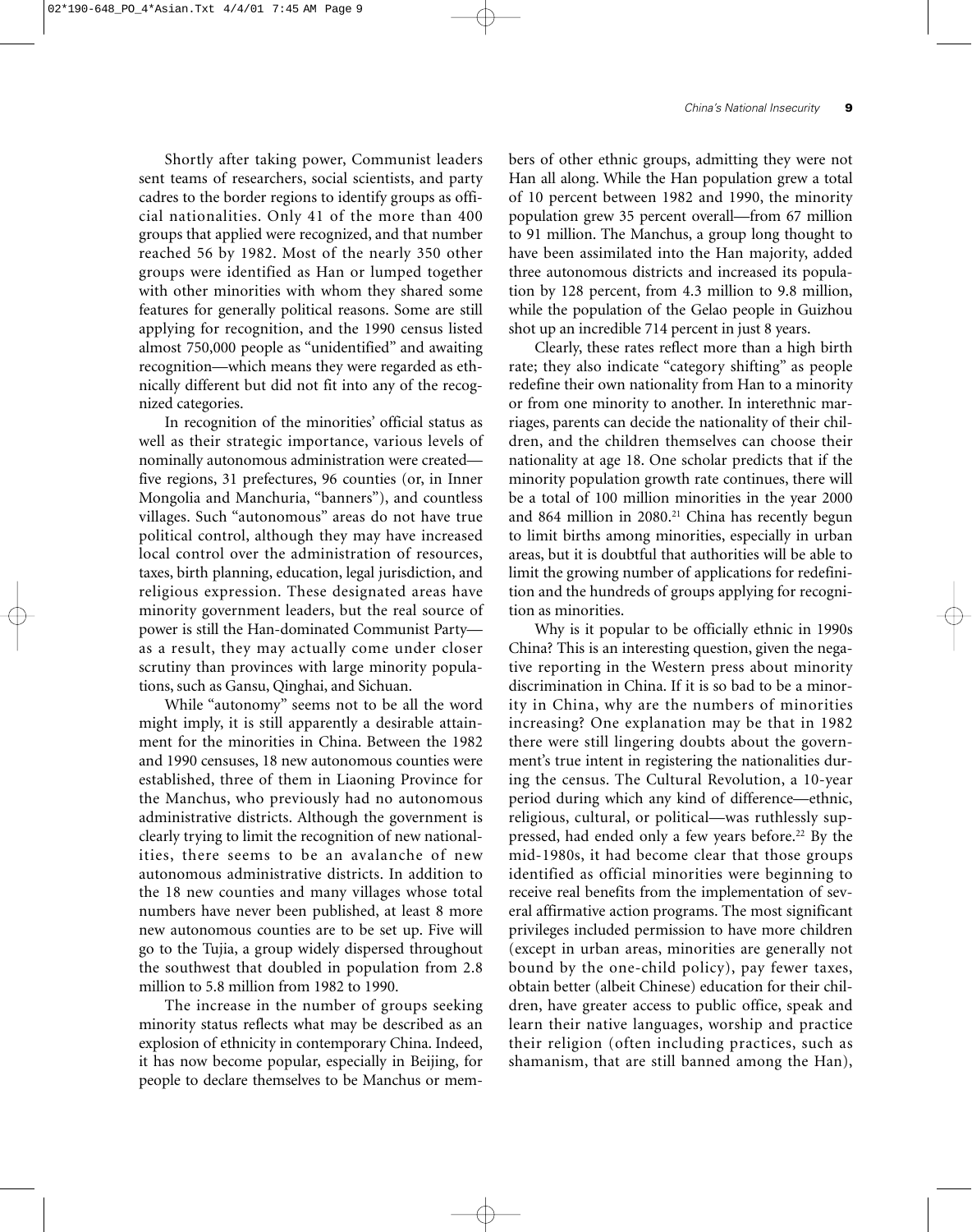Shortly after taking power, Communist leaders sent teams of researchers, social scientists, and party cadres to the border regions to identify groups as official nationalities. Only 41 of the more than 400 groups that applied were recognized, and that number reached 56 by 1982. Most of the nearly 350 other groups were identified as Han or lumped together with other minorities with whom they shared some features for generally political reasons. Some are still applying for recognition, and the 1990 census listed almost 750,000 people as "unidentified" and awaiting recognition—which means they were regarded as ethnically different but did not fit into any of the recognized categories.

In recognition of the minorities' official status as well as their strategic importance, various levels of nominally autonomous administration were created—five regions, 31 prefectures, 96 counties (or, in Inner Mongolia and Manchuria, "banners"), and countless villages. Such "autonomous" areas do not have true political control, although they may have increased local control over the administration of resources, taxes, birth planning, education, legal jurisdiction, and religious expression. These designated areas have minority government leaders, but the real source of power is still the Han-dominated Communist Party—as a result, they may actually come under closer scrutiny than provinces with large minority populations, such as Gansu, Qinghai, and Sichuan.

While "autonomy" seems not to be all the word might imply, it is still apparently a desirable attainment for the minorities in China. Between the 1982 and 1990 censuses, 18 new autonomous counties were established, three of them in Liaoning Province for the Manchus, who previously had no autonomous administrative districts. Although the government is clearly trying to limit the recognition of new nationalities, there seems to be an avalanche of new autonomous administrative districts. In addition to the 18 new counties and many villages whose total numbers have never been published, at least 8 more new autonomous counties are to be set up. Five will go to the Tujia, a group widely dispersed throughout the southwest that doubled in population from 2.8 million to 5.8 million from 1982 to 1990.

The increase in the number of groups seeking minority status reflects what may be described as an explosion of ethnicity in contemporary China. Indeed, it has now become popular, especially in Beijing, for people to declare themselves to be Manchus or members of other ethnic groups, admitting they were not Han all along. While the Han population grew a total of 10 percent between 1982 and 1990, the minority population grew 35 percent overall—from 67 million to 91 million. The Manchus, a group long thought to have been assimilated into the Han majority, added three autonomous districts and increased its population by 128 percent, from 4.3 million to 9.8 million, while the population of the Gelao people in Guizhou shot up an incredible 714 percent in just 8 years.

Clearly, these rates reflect more than a high birth rate; they also indicate "category shifting" as people redefine their own nationality from Han to a minority or from one minority to another. In interethnic marriages, parents can decide the nationality of their children, and the children themselves can choose their nationality at age 18. One scholar predicts that if the minority population growth rate continues, there will be a total of 100 million minorities in the year 2000 and 864 million in 2080.[21] China has recently begun to limit births among minorities, especially in urban areas, but it is doubtful that authorities will be able to limit the growing number of applications for redefinition and the hundreds of groups applying for recognition as minorities.

Why is it popular to be officially ethnic in 1990s China? This is an interesting question, given the negative reporting in the Western press about minority discrimination in China. If it is so bad to be a minority in China, why are the numbers of minorities increasing? One explanation may be that in 1982 there were still lingering doubts about the government's true intent in registering the nationalities during the census. The Cultural Revolution, a 10-year period during which any kind of difference—ethnic, religious, cultural, or political—was ruthlessly suppressed, had ended only a few years before.[22] By the mid-1980s, it had become clear that those groups identified as official minorities were beginning to receive real benefits from the implementation of several affirmative action programs. The most significant privileges included permission to have more children (except in urban areas, minorities are generally not bound by the one-child policy), pay fewer taxes, obtain better (albeit Chinese) education for their children, have greater access to public office, speak and learn their native languages, worship and practice their religion (often including practices, such as shamanism, that are still banned among the Han),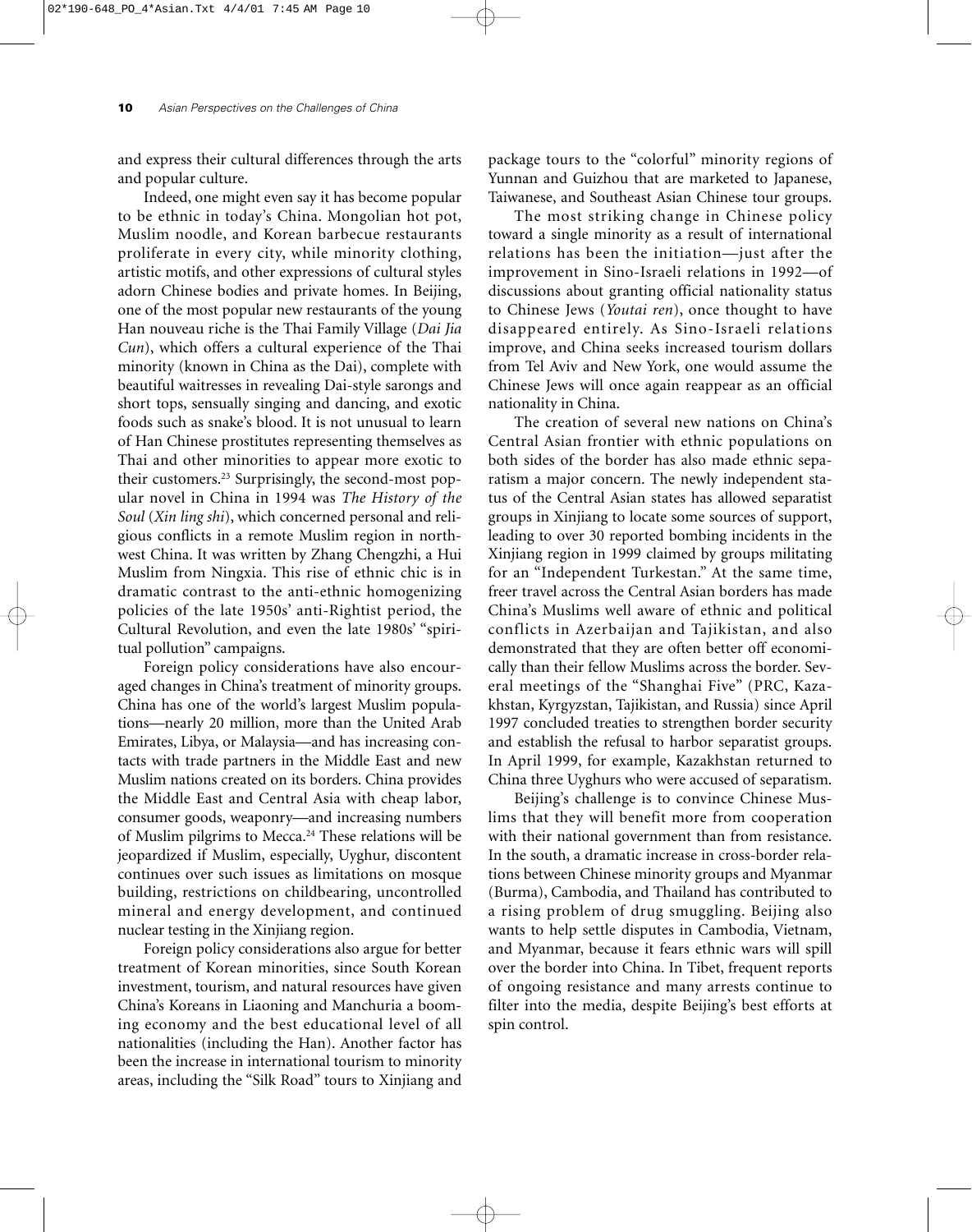and express their cultural differences through the arts and popular culture.

Indeed, one might even say it has become popular to be ethnic in today's China. Mongolian hot pot, Muslim noodle, and Korean barbecue restaurants proliferate in every city, while minority clothing, artistic motifs, and other expressions of cultural styles adorn Chinese bodies and private homes. In Beijing, one of the most popular new restaurants of the young Han nouveau riche is the Thai Family Village (*Dai Jia Cun*), which offers a cultural experience of the Thai minority (known in China as the Dai), complete with beautiful waitresses in revealing Dai-style sarongs and short tops, sensually singing and dancing, and exotic foods such as snake's blood. It is not unusual to learn of Han Chinese prostitutes representing themselves as Thai and other minorities to appear more exotic to their customers.[23] Surprisingly, the second-most popular novel in China in 1994 was *The History of the Soul* (*Xin ling shi*), which concerned personal and religious conflicts in a remote Muslim region in northwest China. It was written by Zhang Chengzhi, a Hui Muslim from Ningxia. This rise of ethnic chic is in dramatic contrast to the anti-ethnic homogenizing policies of the late 1950s' anti-Rightist period, the Cultural Revolution, and even the late 1980s' "spiritual pollution" campaigns.

Foreign policy considerations have also encouraged changes in China's treatment of minority groups. China has one of the world's largest Muslim populations—nearly 20 million, more than the United Arab Emirates, Libya, or Malaysia—and has increasing contacts with trade partners in the Middle East and new Muslim nations created on its borders. China provides the Middle East and Central Asia with cheap labor, consumer goods, weaponry—and increasing numbers of Muslim pilgrims to Mecca.[24] These relations will be jeopardized if Muslim, especially, Uyghur, discontent continues over such issues as limitations on mosque building, restrictions on childbearing, uncontrolled mineral and energy development, and continued nuclear testing in the Xinjiang region.

Foreign policy considerations also argue for better treatment of Korean minorities, since South Korean investment, tourism, and natural resources have given China's Koreans in Liaoning and Manchuria a booming economy and the best educational level of all nationalities (including the Han). Another factor has been the increase in international tourism to minority areas, including the "Silk Road" tours to Xinjiang and package tours to the "colorful" minority regions of Yunnan and Guizhou that are marketed to Japanese, Taiwanese, and Southeast Asian Chinese tour groups.

The most striking change in Chinese policy toward a single minority as a result of international relations has been the initiation—just after the improvement in Sino-Israeli relations in 1992—of discussions about granting official nationality status to Chinese Jews (*Youtai ren*), once thought to have disappeared entirely. As Sino-Israeli relations improve, and China seeks increased tourism dollars from Tel Aviv and New York, one would assume the Chinese Jews will once again reappear as an official nationality in China.

The creation of several new nations on China's Central Asian frontier with ethnic populations on both sides of the border has also made ethnic separatism a major concern. The newly independent status of the Central Asian states has allowed separatist groups in Xinjiang to locate some sources of support, leading to over 30 reported bombing incidents in the Xinjiang region in 1999 claimed by groups militating for an "Independent Turkestan." At the same time, freer travel across the Central Asian borders has made China's Muslims well aware of ethnic and political conflicts in Azerbaijan and Tajikistan, and also demonstrated that they are often better off economically than their fellow Muslims across the border. Several meetings of the "Shanghai Five" (PRC, Kazakhstan, Kyrgyzstan, Tajikistan, and Russia) since April 1997 concluded treaties to strengthen border security and establish the refusal to harbor separatist groups. In April 1999, for example, Kazakhstan returned to China three Uyghurs who were accused of separatism.

Beijing's challenge is to convince Chinese Muslims that they will benefit more from cooperation with their national government than from resistance. In the south, a dramatic increase in cross-border relations between Chinese minority groups and Myanmar (Burma), Cambodia, and Thailand has contributed to a rising problem of drug smuggling. Beijing also wants to help settle disputes in Cambodia, Vietnam, and Myanmar, because it fears ethnic wars will spill over the border into China. In Tibet, frequent reports of ongoing resistance and many arrests continue to filter into the media, despite Beijing's best efforts at spin control.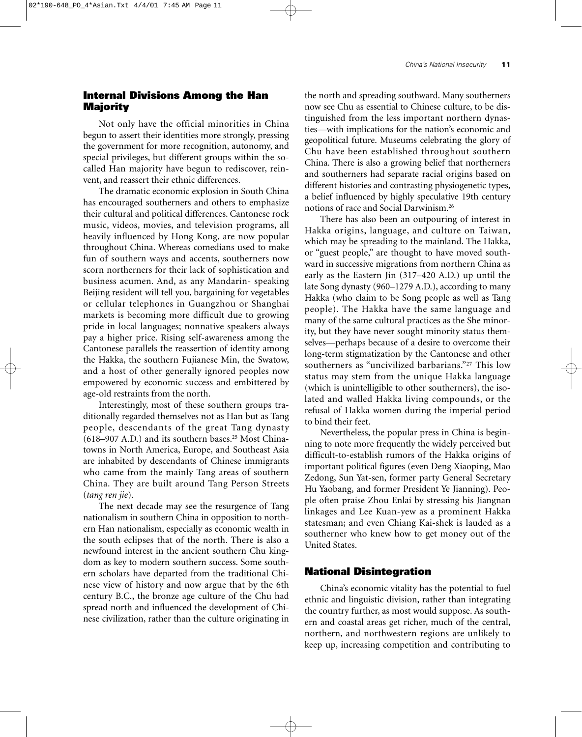## Internal Divisions Among the Han Majority

Not only have the official minorities in China begun to assert their identities more strongly, pressing the government for more recognition, autonomy, and special privileges, but different groups within the so-called Han majority have begun to rediscover, reinvent, and reassert their ethnic differences.

The dramatic economic explosion in South China has encouraged southerners and others to emphasize their cultural and political differences. Cantonese rock music, videos, movies, and television programs, all heavily influenced by Hong Kong, are now popular throughout China. Whereas comedians used to make fun of southern ways and accents, southerners now scorn northerners for their lack of sophistication and business acumen. And, as any Mandarin- speaking Beijing resident will tell you, bargaining for vegetables or cellular telephones in Guangzhou or Shanghai markets is becoming more difficult due to growing pride in local languages; nonnative speakers always pay a higher price. Rising self-awareness among the Cantonese parallels the reassertion of identity among the Hakka, the southern Fujianese Min, the Swatow, and a host of other generally ignored peoples now empowered by economic success and embittered by age-old restraints from the north.

Interestingly, most of these southern groups traditionally regarded themselves not as Han but as Tang people, descendants of the great Tang dynasty (618–907 A.D.) and its southern bases.[25] Most Chinatowns in North America, Europe, and Southeast Asia are inhabited by descendants of Chinese immigrants who came from the mainly Tang areas of southern China. They are built around Tang Person Streets (*tang ren jie*).

The next decade may see the resurgence of Tang nationalism in southern China in opposition to northern Han nationalism, especially as economic wealth in the south eclipses that of the north. There is also a newfound interest in the ancient southern Chu kingdom as key to modern southern success. Some southern scholars have departed from the traditional Chinese view of history and now argue that by the 6th century B.C., the bronze age culture of the Chu had spread north and influenced the development of Chinese civilization, rather than the culture originating in the north and spreading southward. Many southerners now see Chu as essential to Chinese culture, to be distinguished from the less important northern dynasties—with implications for the nation's economic and geopolitical future. Museums celebrating the glory of Chu have been established throughout southern China. There is also a growing belief that northerners and southerners had separate racial origins based on different histories and contrasting physiogenetic types, a belief influenced by highly speculative 19th century notions of race and Social Darwinism.[26]

There has also been an outpouring of interest in Hakka origins, language, and culture on Taiwan, which may be spreading to the mainland. The Hakka, or "guest people," are thought to have moved southward in successive migrations from northern China as early as the Eastern Jin (317–420 A.D.) up until the late Song dynasty (960–1279 A.D.), according to many Hakka (who claim to be Song people as well as Tang people). The Hakka have the same language and many of the same cultural practices as the She minority, but they have never sought minority status themselves—perhaps because of a desire to overcome their long-term stigmatization by the Cantonese and other southerners as "uncivilized barbarians."[27] This low status may stem from the unique Hakka language (which is unintelligible to other southerners), the isolated and walled Hakka living compounds, or the refusal of Hakka women during the imperial period to bind their feet.

Nevertheless, the popular press in China is beginning to note more frequently the widely perceived but difficult-to-establish rumors of the Hakka origins of important political figures (even Deng Xiaoping, Mao Zedong, Sun Yat-sen, former party General Secretary Hu Yaobang, and former President Ye Jianning). People often praise Zhou Enlai by stressing his Jiangnan linkages and Lee Kuan-yew as a prominent Hakka statesman; and even Chiang Kai-shek is lauded as a southerner who knew how to get money out of the United States.

## National Disintegration

China's economic vitality has the potential to fuel ethnic and linguistic division, rather than integrating the country further, as most would suppose. As southern and coastal areas get richer, much of the central, northern, and northwestern regions are unlikely to keep up, increasing competition and contributing to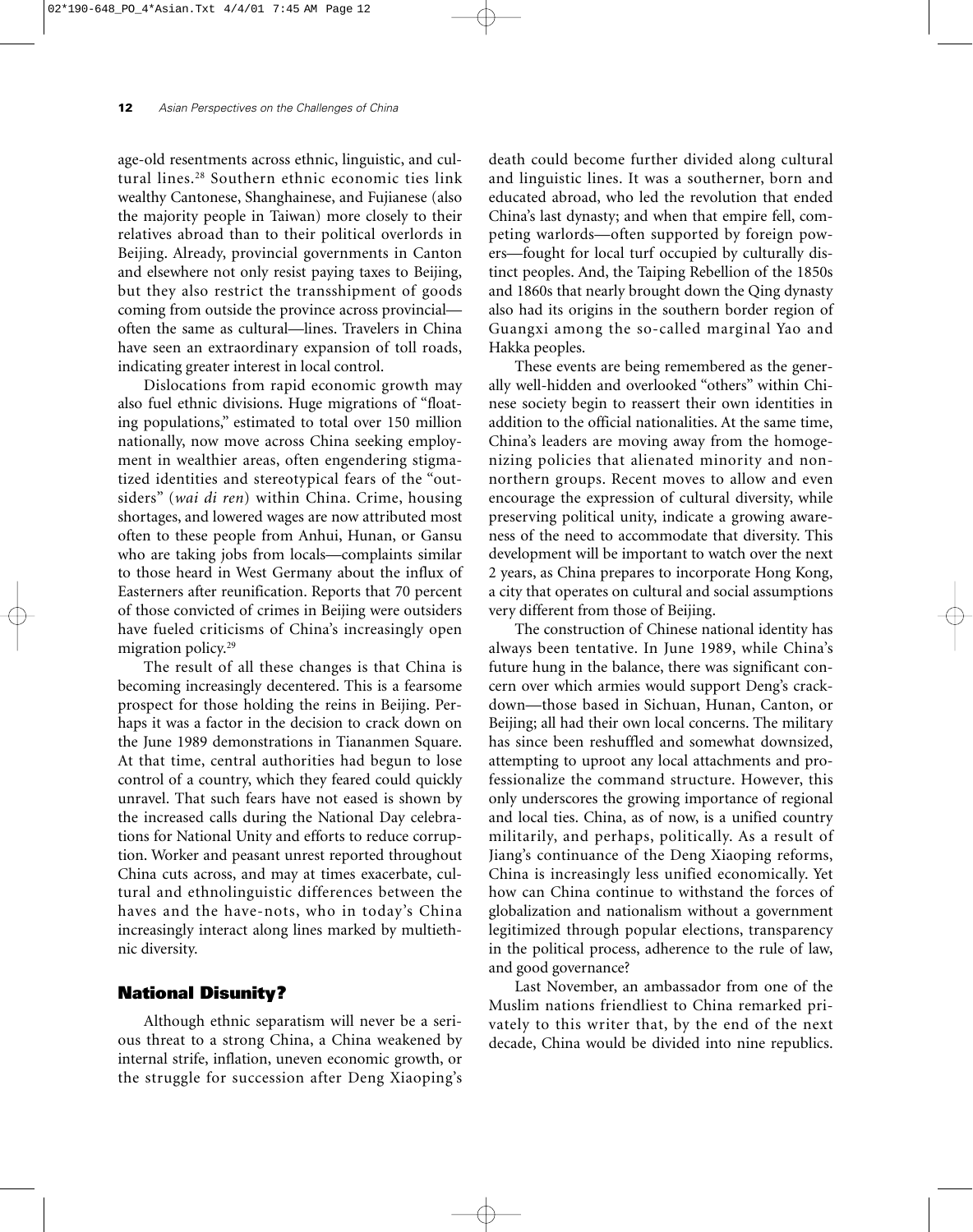age-old resentments across ethnic, linguistic, and cultural lines.[28] Southern ethnic economic ties link wealthy Cantonese, Shanghainese, and Fujianese (also the majority people in Taiwan) more closely to their relatives abroad than to their political overlords in Beijing. Already, provincial governments in Canton and elsewhere not only resist paying taxes to Beijing, but they also restrict the transshipment of goods coming from outside the province across provincial—often the same as cultural—lines. Travelers in China have seen an extraordinary expansion of toll roads, indicating greater interest in local control.

Dislocations from rapid economic growth may also fuel ethnic divisions. Huge migrations of "floating populations," estimated to total over 150 million nationally, now move across China seeking employment in wealthier areas, often engendering stigmatized identities and stereotypical fears of the "outsiders" (*wai di ren*) within China. Crime, housing shortages, and lowered wages are now attributed most often to these people from Anhui, Hunan, or Gansu who are taking jobs from locals—complaints similar to those heard in West Germany about the influx of Easterners after reunification. Reports that 70 percent of those convicted of crimes in Beijing were outsiders have fueled criticisms of China's increasingly open migration policy.[29]

The result of all these changes is that China is becoming increasingly decentered. This is a fearsome prospect for those holding the reins in Beijing. Perhaps it was a factor in the decision to crack down on the June 1989 demonstrations in Tiananmen Square. At that time, central authorities had begun to lose control of a country, which they feared could quickly unravel. That such fears have not eased is shown by the increased calls during the National Day celebrations for National Unity and efforts to reduce corruption. Worker and peasant unrest reported throughout China cuts across, and may at times exacerbate, cultural and ethnolinguistic differences between the haves and the have-nots, who in today's China increasingly interact along lines marked by multiethnic diversity.

## National Disunity?

Although ethnic separatism will never be a serious threat to a strong China, a China weakened by internal strife, inflation, uneven economic growth, or the struggle for succession after Deng Xiaoping's death could become further divided along cultural and linguistic lines. It was a southerner, born and educated abroad, who led the revolution that ended China's last dynasty; and when that empire fell, competing warlords—often supported by foreign powers—fought for local turf occupied by culturally distinct peoples. And, the Taiping Rebellion of the 1850s and 1860s that nearly brought down the Qing dynasty also had its origins in the southern border region of Guangxi among the so-called marginal Yao and Hakka peoples.

These events are being remembered as the generally well-hidden and overlooked "others" within Chinese society begin to reassert their own identities in addition to the official nationalities. At the same time, China's leaders are moving away from the homogenizing policies that alienated minority and non-northern groups. Recent moves to allow and even encourage the expression of cultural diversity, while preserving political unity, indicate a growing awareness of the need to accommodate that diversity. This development will be important to watch over the next 2 years, as China prepares to incorporate Hong Kong, a city that operates on cultural and social assumptions very different from those of Beijing.

The construction of Chinese national identity has always been tentative. In June 1989, while China's future hung in the balance, there was significant concern over which armies would support Deng's crackdown—those based in Sichuan, Hunan, Canton, or Beijing; all had their own local concerns. The military has since been reshuffled and somewhat downsized, attempting to uproot any local attachments and professionalize the command structure. However, this only underscores the growing importance of regional and local ties. China, as of now, is a unified country militarily, and perhaps, politically. As a result of Jiang's continuance of the Deng Xiaoping reforms, China is increasingly less unified economically. Yet how can China continue to withstand the forces of globalization and nationalism without a government legitimized through popular elections, transparency in the political process, adherence to the rule of law, and good governance?

Last November, an ambassador from one of the Muslim nations friendliest to China remarked privately to this writer that, by the end of the next decade, China would be divided into nine republics.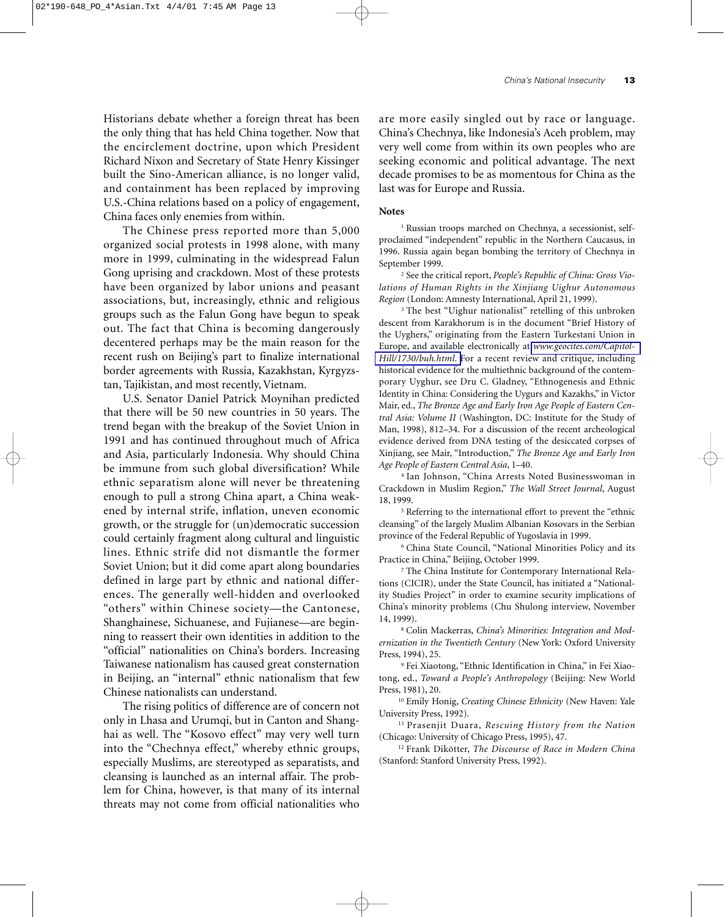Historians debate whether a foreign threat has been the only thing that has held China together. Now that the encirclement doctrine, upon which President Richard Nixon and Secretary of State Henry Kissinger built the Sino-American alliance, is no longer valid, and containment has been replaced by improving U.S.-China relations based on a policy of engagement, China faces only enemies from within.

The Chinese press reported more than 5,000 organized social protests in 1998 alone, with many more in 1999, culminating in the widespread Falun Gong uprising and crackdown. Most of these protests have been organized by labor unions and peasant associations, but, increasingly, ethnic and religious groups such as the Falun Gong have begun to speak out. The fact that China is becoming dangerously decentered perhaps may be the main reason for the recent rush on Beijing's part to finalize international border agreements with Russia, Kazakhstan, Kyrgyzstan, Tajikistan, and most recently, Vietnam.

U.S. Senator Daniel Patrick Moynihan predicted that there will be 50 new countries in 50 years. The trend began with the breakup of the Soviet Union in 1991 and has continued throughout much of Africa and Asia, particularly Indonesia. Why should China be immune from such global diversification? While ethnic separatism alone will never be threatening enough to pull a strong China apart, a China weakened by internal strife, inflation, uneven economic growth, or the struggle for (un)democratic succession could certainly fragment along cultural and linguistic lines. Ethnic strife did not dismantle the former Soviet Union; but it did come apart along boundaries defined in large part by ethnic and national differences. The generally well-hidden and overlooked "others" within Chinese society—the Cantonese, Shanghainese, Sichuanese, and Fujianese—are beginning to reassert their own identities in addition to the "official" nationalities on China's borders. Increasing Taiwanese nationalism has caused great consternation in Beijing, an "internal" ethnic nationalism that few Chinese nationalists can understand.

The rising politics of difference are of concern not only in Lhasa and Urumqi, but in Canton and Shanghai as well. The "Kosovo effect" may very well turn into the "Chechnya effect," whereby ethnic groups, especially Muslims, are stereotyped as separatists, and cleansing is launched as an internal affair. The problem for China, however, is that many of its internal threats may not come from official nationalities who are more easily singled out by race or language. China's Chechnya, like Indonesia's Aceh problem, may very well come from within its own peoples who are seeking economic and political advantage. The next decade promises to be as momentous for China as the last was for Europe and Russia.

**Notes**

[1] Russian troops marched on Chechnya, a secessionist, self-proclaimed "independent" republic in the Northern Caucasus, in 1996. Russia again began bombing the territory of Chechnya in September 1999.

[2] See the critical report, *People's Republic of China: Gross Violations of Human Rights in the Xinjiang Uighur Autonomous Region* (London: Amnesty International, April 21, 1999).

[3] The best "Uighur nationalist" retelling of this unbroken descent from Karakhorum is in the document "Brief History of the Uyghers," originating from the Eastern Turkestani Union in Europe, and available electronically at *www.geocites.com/Capitol-Hill/1730/buh.html.* For a recent review and critique, including historical evidence for the multiethnic background of the contemporary Uyghur, see Dru C. Gladney, "Ethnogenesis and Ethnic Identity in China: Considering the Uygurs and Kazakhs," in Victor Mair, ed., *The Bronze Age and Early Iron Age People of Eastern Central Asia: Volume II* (Washington, DC: Institute for the Study of Man, 1998), 812–34. For a discussion of the recent archeological evidence derived from DNA testing of the desiccated corpses of Xinjiang, see Mair, "Introduction," *The Bronze Age and Early Iron Age People of Eastern Central Asia*, 1–40.

[4] Ian Johnson, "China Arrests Noted Businesswoman in Crackdown in Muslim Region," *The Wall Street Journal*, August 18, 1999.

[5] Referring to the international effort to prevent the "ethnic cleansing" of the largely Muslim Albanian Kosovars in the Serbian province of the Federal Republic of Yugoslavia in 1999.

[6] China State Council, "National Minorities Policy and its Practice in China," Beijing, October 1999.

[7] The China Institute for Contemporary International Relations (CICIR), under the State Council, has initiated a "Nationality Studies Project" in order to examine security implications of China's minority problems (Chu Shulong interview, November 14, 1999).

[8] Colin Mackerras, *China's Minorities: Integration and Modernization in the Twentieth Century* (New York: Oxford University Press, 1994), 25.

[9] Fei Xiaotong, "Ethnic Identification in China," in Fei Xiaotong, ed., *Toward a People's Anthropology* (Beijing: New World Press, 1981), 20.

[10] Emily Honig, *Creating Chinese Ethnicity* (New Haven: Yale University Press, 1992).

[11] Prasenjit Duara, *Rescuing History from the Nation* (Chicago: University of Chicago Press, 1995), 47.

[12] Frank Dikötter, *The Discourse of Race in Modern China* (Stanford: Stanford University Press, 1992).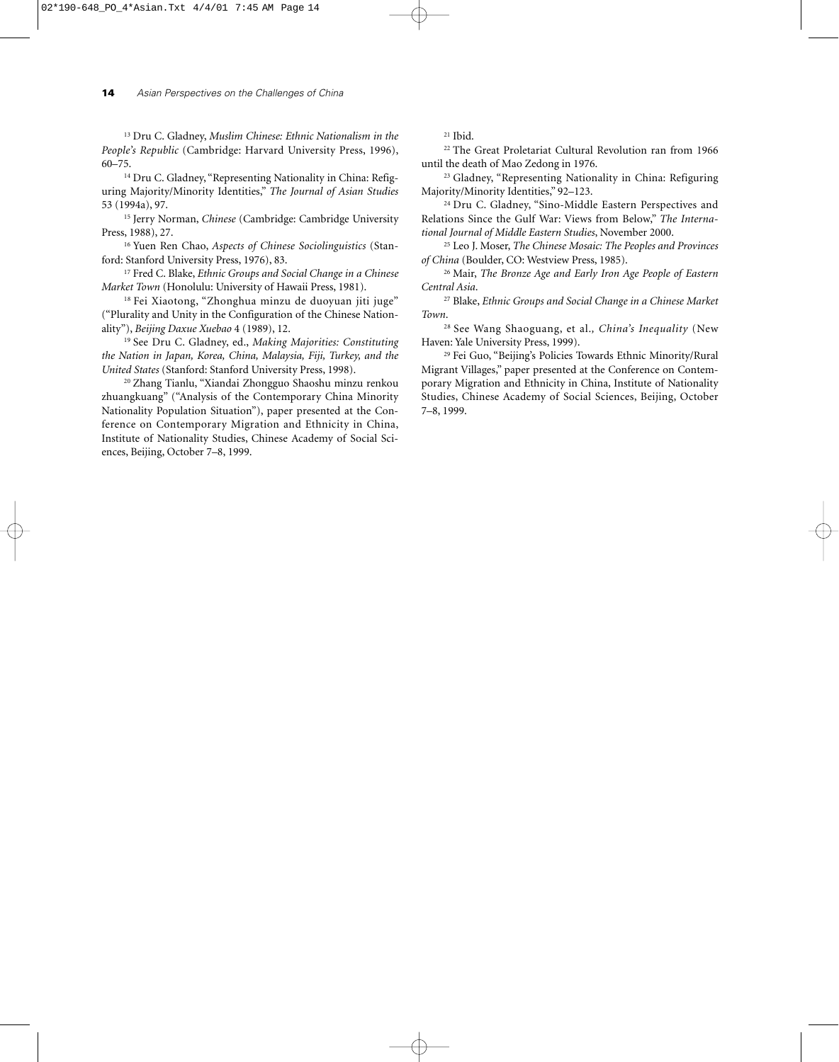[13] Dru C. Gladney, *Muslim Chinese: Ethnic Nationalism in the People's Republic* (Cambridge: Harvard University Press, 1996), 60–75.

[14] Dru C. Gladney, "Representing Nationality in China: Refiguring Majority/Minority Identities," *The Journal of Asian Studies* 53 (1994a), 97.

[15] Jerry Norman, *Chinese* (Cambridge: Cambridge University Press, 1988), 27.

[16] Yuen Ren Chao, *Aspects of Chinese Sociolinguistics* (Stanford: Stanford University Press, 1976), 83.

[17] Fred C. Blake, *Ethnic Groups and Social Change in a Chinese Market Town* (Honolulu: University of Hawaii Press, 1981).

[18] Fei Xiaotong, "Zhonghua minzu de duoyuan jiti juge" ("Plurality and Unity in the Configuration of the Chinese Nationality"), *Beijing Daxue Xuebao* 4 (1989), 12.

[19] See Dru C. Gladney, ed., *Making Majorities: Constituting the Nation in Japan, Korea, China, Malaysia, Fiji, Turkey, and the United States* (Stanford: Stanford University Press, 1998).

[20] Zhang Tianlu, "Xiandai Zhongguo Shaoshu minzu renkou zhuangkuang" ("Analysis of the Contemporary China Minority Nationality Population Situation"), paper presented at the Conference on Contemporary Migration and Ethnicity in China, Institute of Nationality Studies, Chinese Academy of Social Sciences, Beijing, October 7–8, 1999.

[21] Ibid.

[22] The Great Proletariat Cultural Revolution ran from 1966 until the death of Mao Zedong in 1976.

[23] Gladney, "Representing Nationality in China: Refiguring Majority/Minority Identities," 92–123.

[24] Dru C. Gladney, "Sino-Middle Eastern Perspectives and Relations Since the Gulf War: Views from Below," *The International Journal of Middle Eastern Studies*, November 2000.

[25] Leo J. Moser, *The Chinese Mosaic: The Peoples and Provinces of China* (Boulder, CO: Westview Press, 1985).

[26] Mair, *The Bronze Age and Early Iron Age People of Eastern Central Asia*.

[27] Blake, *Ethnic Groups and Social Change in a Chinese Market Town*.

[28] See Wang Shaoguang, et al*., China's Inequality* (New Haven: Yale University Press, 1999).

[29] Fei Guo, "Beijing's Policies Towards Ethnic Minority/Rural Migrant Villages," paper presented at the Conference on Contemporary Migration and Ethnicity in China, Institute of Nationality Studies, Chinese Academy of Social Sciences, Beijing, October 7–8, 1999.